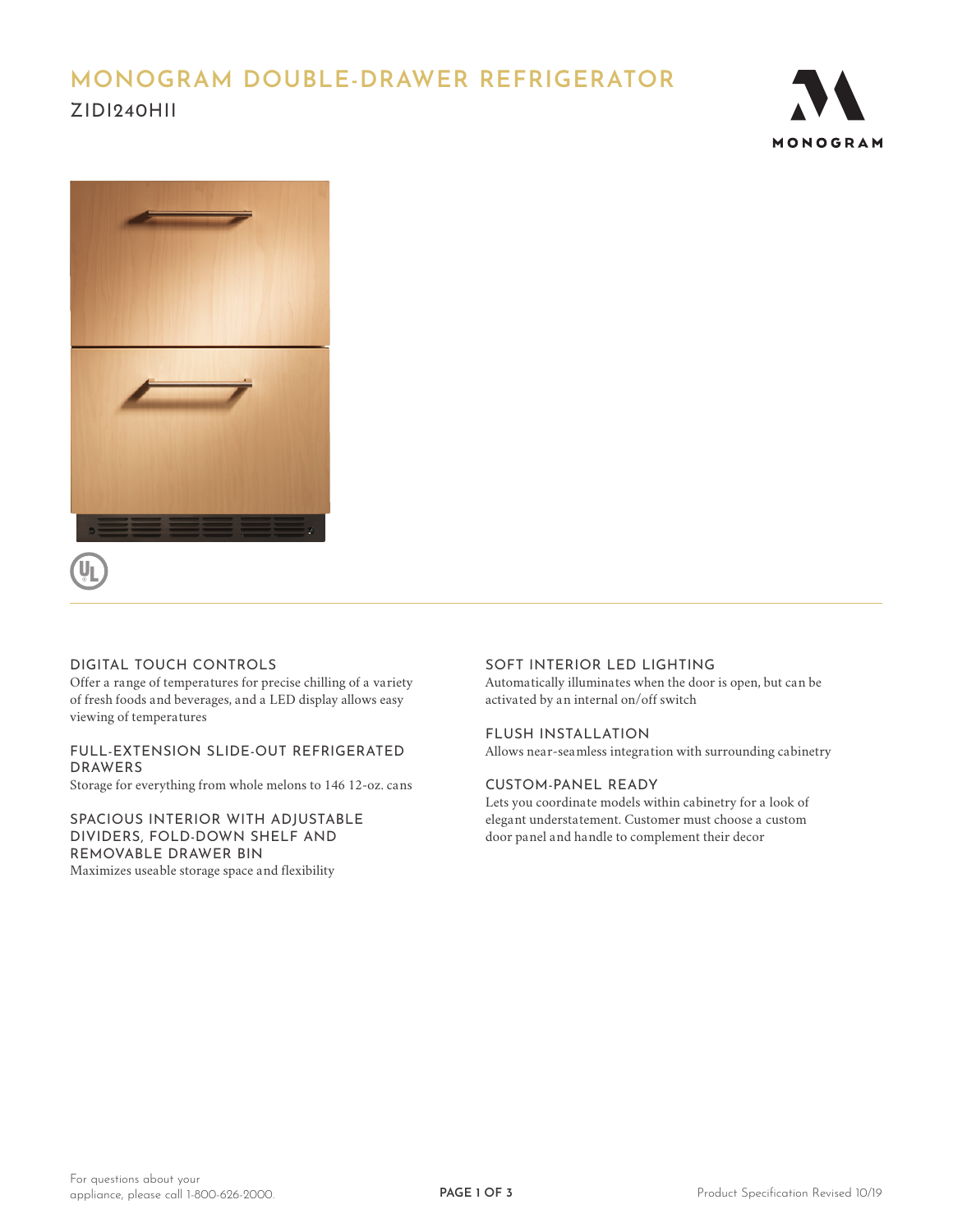# MONOGRAM DOUBLE-DRAWER REFRIGERATOR

## ZIDI240HII

MONOGRAM

### DIGITAL TOUCH CONTROLS

Offer a range of temperatures for precise chilling of a variety of fresh foods and beverages, and a LED display allows easy viewing of temperatures

### FULL-EXTENSION SLIDE-OUT REFRIGERATED DRAWERS

Storage for everything from whole melons to 146 12-oz. cans

### SPACIOUS INTERIOR WITH ADJUSTABLE DIVIDERS, FOLD-DOWN SHELF AND REMOVABLE DRAWER BIN

Maximizes useable storage space and flexibility

### SOFT INTERIOR LED LIGHTING

Automatically illuminates when the door is open, but can be activated by an internal on/off switch

### FLUSH INSTALLATION

Allows near-seamless integration with surrounding cabinetry

### CUSTOM-PANEL READY

Lets you coordinate models within cabinetry for a look of elegant understatement. Customer must choose a custom door panel and handle to complement their decor

For questions about your appliance, please call 1-800-626-2000.

Product Specification Revised 10/19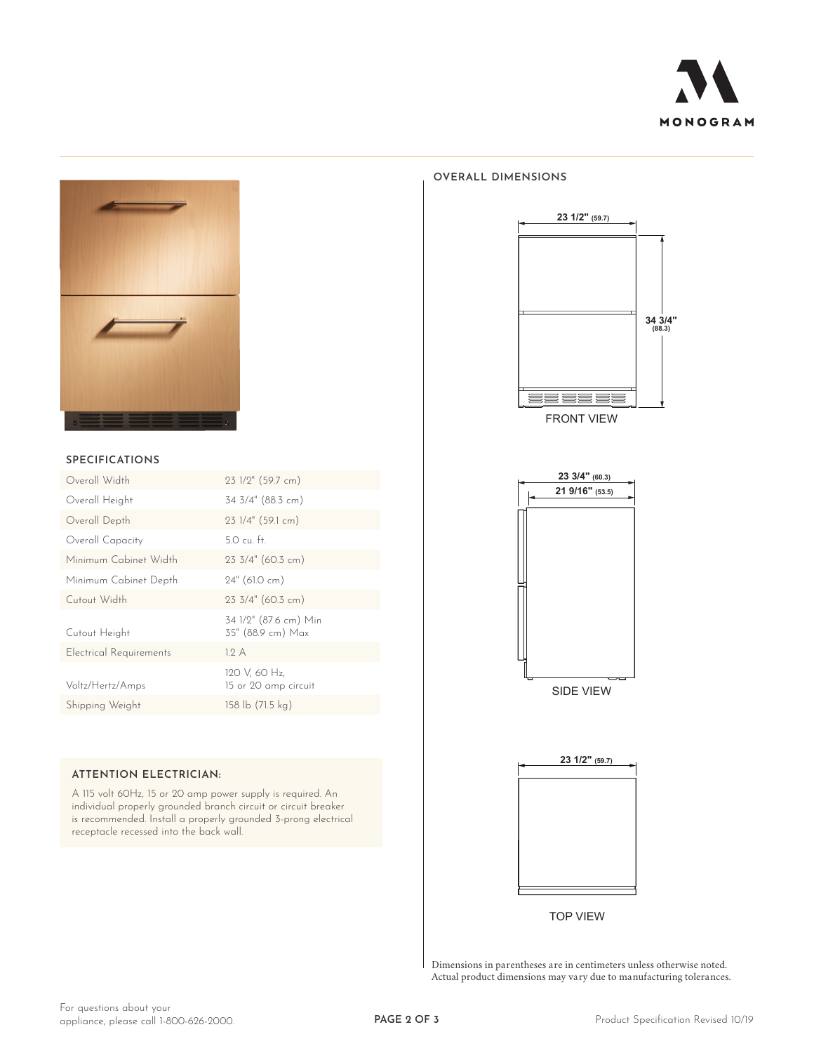## SPECIFICATIONS

| | |
|---|---|
| Overall Width | 23 1/2" (59.7 cm) |
| Overall Height | 34 3/4" (88.3 cm) |
| Overall Depth | 23 1/4" (59.1 cm) |
| Overall Capacity | 5.0 cu. ft. |
| Minimum Cabinet Width | 23 3/4" (60.3 cm) |
| Minimum Cabinet Depth | 24" (61.0 cm) |
| Cutout Width | 23 3/4" (60.3 cm) |
| Cutout Height | 34 1/2" (87.6 cm) Min<br>35" (88.9 cm) Max |
| Electrical Requirements | 1.2 A |
| Voltz/Hertz/Amps | 120 V, 60 Hz,<br>15 or 20 amp circuit |
| Shipping Weight | 158 lb (71.5 kg) |

### ATTENTION ELECTRICIAN:

A 115 volt 60Hz, 15 or 20 amp power supply is required. An individual properly grounded branch circuit or circuit breaker is recommended. Install a properly grounded 3-prong electrical receptacle recessed into the back wall.

## OVERALL DIMENSIONS

23 1/2" (59.7)

34 3/4" (88.3)

FRONT VIEW

23 3/4" (60.3)

21 9/16" (53.5)

SIDE VIEW

23 1/2" (59.7)

TOP VIEW

Dimensions in parentheses are in centimeters unless otherwise noted.
Actual product dimensions may vary due to manufacturing tolerances.

For questions about your appliance, please call 1-800-626-2000.

Product Specification Revised 10/19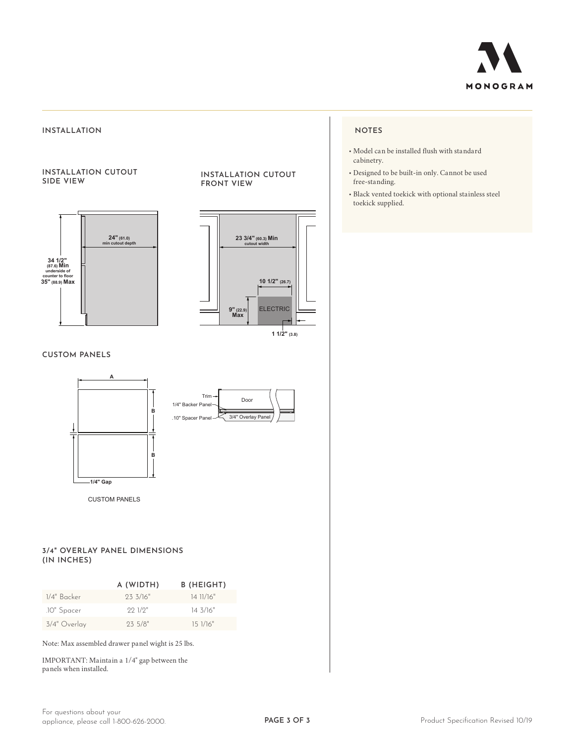## INSTALLATION

### INSTALLATION CUTOUT SIDE VIEW

24" (61.0) min cutout depth

34 1/2" (87.6) Min underside of counter to floor

35" (88.9) Max

### INSTALLATION CUTOUT FRONT VIEW

23 3/4" (60.3) Min cutout width

10 1/2" (26.7)

9" (22.9) Max

ELECTRIC

1 1/2" (3.8)

### CUSTOM PANELS

A

B

B

1/4" Gap

CUSTOM PANELS

Trim

1/4" Backer Panel

.10" Spacer Panel

Door

3/4" Overlay Panel

### 3/4" OVERLAY PANEL DIMENSIONS (IN INCHES)

| | A (WIDTH) | B (HEIGHT) |
|---|---|---|
| 1/4" Backer | 23 3/16" | 14 11/16" |
| .10" Spacer | 22 1/2" | 14 3/16" |
| 3/4" Overlay | 23 5/8" | 15 1/16" |

Note: Max assembled drawer panel wight is 25 lbs.

IMPORTANT: Maintain a 1/4" gap between the panels when installed.

## NOTES

- Model can be installed flush with standard cabinetry.
- Designed to be built-in only. Cannot be used free-standing.
- Black vented toekick with optional stainless steel toekick supplied.

For questions about your appliance, please call 1-800-626-2000.

Product Specification Revised 10/19